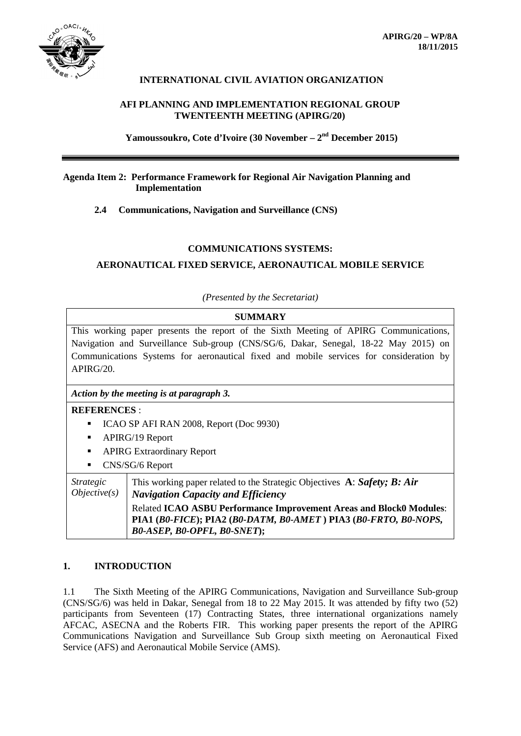**APIRG/20 – WP/8A**
**18/11/2015**

# INTERNATIONAL CIVIL AVIATION ORGANIZATION

## AFI PLANNING AND IMPLEMENTATION REGIONAL GROUP TWENTEENTH MEETING (APIRG/20)

**Yamoussoukro, Cote d'Ivoire (30 November – 2nd December 2015)**

---

**Agenda Item 2: Performance Framework for Regional Air Navigation Planning and Implementation**

**2.4 Communications, Navigation and Surveillance (CNS)**

## COMMUNICATIONS SYSTEMS:

## AERONAUTICAL FIXED SERVICE, AERONAUTICAL MOBILE SERVICE

*(Presented by the Secretariat)*

| **SUMMARY** | |
|---|---|
| This working paper presents the report of the Sixth Meeting of APIRG Communications, Navigation and Surveillance Sub-group (CNS/SG/6, Dakar, Senegal, 18-22 May 2015) on Communications Systems for aeronautical fixed and mobile services for consideration by APIRG/20. | |
| ***Action by the meeting is at paragraph 3.*** | |
| **REFERENCES** :<br>▪ ICAO SP AFI RAN 2008, Report (Doc 9930)<br>▪ APIRG/19 Report<br>▪ APIRG Extraordinary Report<br>▪ CNS/SG/6 Report | |
| *Strategic Objective(s)* | This working paper related to the Strategic Objectives **A**: ***Safety; B: Air Navigation Capacity and Efficiency***<br>Related **ICAO ASBU Performance Improvement Areas and Block0 Modules**: **PIA1 (*B0-FICE*); PIA2 (*B0-DATM, B0-AMET* ) PIA3 (*B0-FRTO, B0-NOPS, B0-ASEP, B0-OPFL, B0-SNET*);** |

## 1. INTRODUCTION

1.1 The Sixth Meeting of the APIRG Communications, Navigation and Surveillance Sub-group (CNS/SG/6) was held in Dakar, Senegal from 18 to 22 May 2015. It was attended by fifty two (52) participants from Seventeen (17) Contracting States, three international organizations namely AFCAC, ASECNA and the Roberts FIR. This working paper presents the report of the APIRG Communications Navigation and Surveillance Sub Group sixth meeting on Aeronautical Fixed Service (AFS) and Aeronautical Mobile Service (AMS).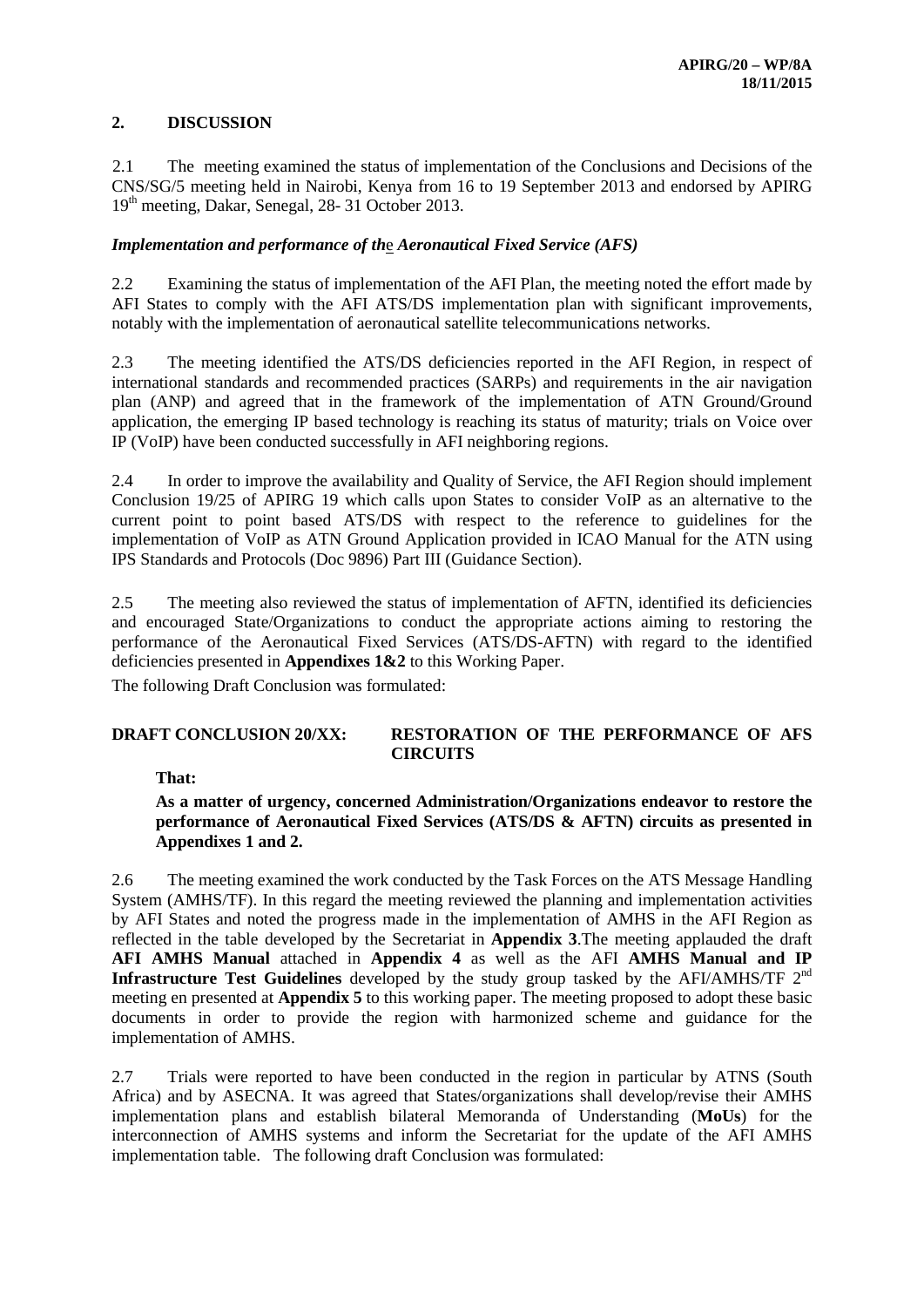## 2. DISCUSSION

2.1 The meeting examined the status of implementation of the Conclusions and Decisions of the CNS/SG/5 meeting held in Nairobi, Kenya from 16 to 19 September 2013 and endorsed by APIRG 19th meeting, Dakar, Senegal, 28- 31 October 2013.

### *Implementation and performance of the Aeronautical Fixed Service (AFS)*

2.2 Examining the status of implementation of the AFI Plan, the meeting noted the effort made by AFI States to comply with the AFI ATS/DS implementation plan with significant improvements, notably with the implementation of aeronautical satellite telecommunications networks.

2.3 The meeting identified the ATS/DS deficiencies reported in the AFI Region, in respect of international standards and recommended practices (SARPs) and requirements in the air navigation plan (ANP) and agreed that in the framework of the implementation of ATN Ground/Ground application, the emerging IP based technology is reaching its status of maturity; trials on Voice over IP (VoIP) have been conducted successfully in AFI neighboring regions.

2.4 In order to improve the availability and Quality of Service, the AFI Region should implement Conclusion 19/25 of APIRG 19 which calls upon States to consider VoIP as an alternative to the current point to point based ATS/DS with respect to the reference to guidelines for the implementation of VoIP as ATN Ground Application provided in ICAO Manual for the ATN using IPS Standards and Protocols (Doc 9896) Part III (Guidance Section).

2.5 The meeting also reviewed the status of implementation of AFTN, identified its deficiencies and encouraged State/Organizations to conduct the appropriate actions aiming to restoring the performance of the Aeronautical Fixed Services (ATS/DS-AFTN) with regard to the identified deficiencies presented in **Appendixes 1&2** to this Working Paper.

The following Draft Conclusion was formulated:

**DRAFT CONCLUSION 20/XX: RESTORATION OF THE PERFORMANCE OF AFS CIRCUITS**

**That:**

**As a matter of urgency, concerned Administration/Organizations endeavor to restore the performance of Aeronautical Fixed Services (ATS/DS & AFTN) circuits as presented in Appendixes 1 and 2.**

2.6 The meeting examined the work conducted by the Task Forces on the ATS Message Handling System (AMHS/TF). In this regard the meeting reviewed the planning and implementation activities by AFI States and noted the progress made in the implementation of AMHS in the AFI Region as reflected in the table developed by the Secretariat in **Appendix 3**.The meeting applauded the draft **AFI AMHS Manual** attached in **Appendix 4** as well as the AFI **AMHS Manual and IP Infrastructure Test Guidelines** developed by the study group tasked by the AFI/AMHS/TF 2nd meeting en presented at **Appendix 5** to this working paper. The meeting proposed to adopt these basic documents in order to provide the region with harmonized scheme and guidance for the implementation of AMHS.

2.7 Trials were reported to have been conducted in the region in particular by ATNS (South Africa) and by ASECNA. It was agreed that States/organizations shall develop/revise their AMHS implementation plans and establish bilateral Memoranda of Understanding (**MoUs**) for the interconnection of AMHS systems and inform the Secretariat for the update of the AFI AMHS implementation table. The following draft Conclusion was formulated: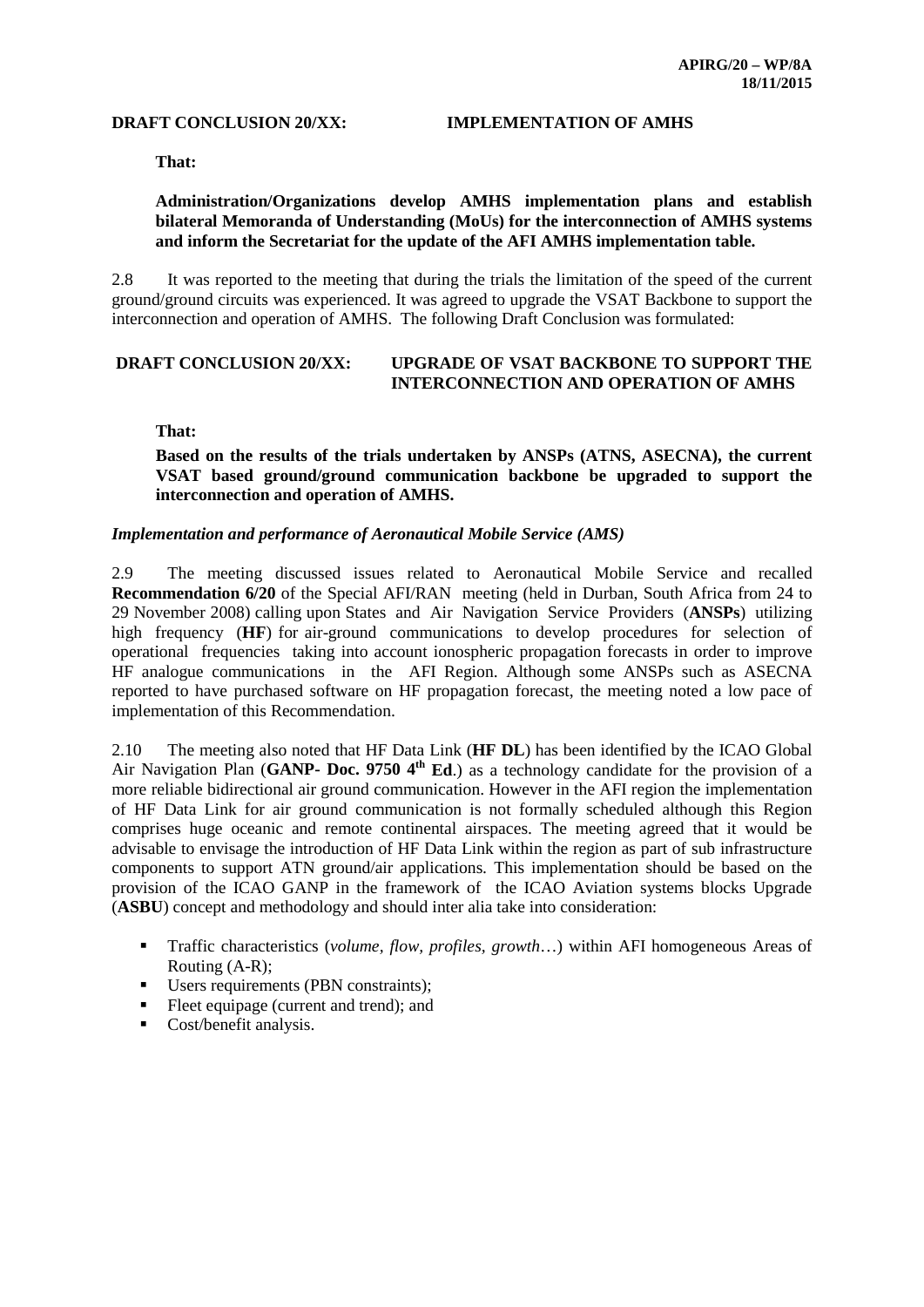**DRAFT CONCLUSION 20/XX: IMPLEMENTATION OF AMHS**

**That:**

**Administration/Organizations develop AMHS implementation plans and establish bilateral Memoranda of Understanding (MoUs) for the interconnection of AMHS systems and inform the Secretariat for the update of the AFI AMHS implementation table.**

2.8 It was reported to the meeting that during the trials the limitation of the speed of the current ground/ground circuits was experienced. It was agreed to upgrade the VSAT Backbone to support the interconnection and operation of AMHS. The following Draft Conclusion was formulated:

**DRAFT CONCLUSION 20/XX: UPGRADE OF VSAT BACKBONE TO SUPPORT THE INTERCONNECTION AND OPERATION OF AMHS**

**That:**

**Based on the results of the trials undertaken by ANSPs (ATNS, ASECNA), the current VSAT based ground/ground communication backbone be upgraded to support the interconnection and operation of AMHS.**

***Implementation and performance of Aeronautical Mobile Service (AMS)***

2.9 The meeting discussed issues related to Aeronautical Mobile Service and recalled **Recommendation 6/20** of the Special AFI/RAN meeting (held in Durban, South Africa from 24 to 29 November 2008) calling upon States and Air Navigation Service Providers (**ANSPs**) utilizing high frequency (**HF**) for air-ground communications to develop procedures for selection of operational frequencies taking into account ionospheric propagation forecasts in order to improve HF analogue communications in the AFI Region. Although some ANSPs such as ASECNA reported to have purchased software on HF propagation forecast, the meeting noted a low pace of implementation of this Recommendation.

2.10 The meeting also noted that HF Data Link (**HF DL**) has been identified by the ICAO Global Air Navigation Plan (**GANP- Doc. 9750 4th Ed**.) as a technology candidate for the provision of a more reliable bidirectional air ground communication. However in the AFI region the implementation of HF Data Link for air ground communication is not formally scheduled although this Region comprises huge oceanic and remote continental airspaces. The meeting agreed that it would be advisable to envisage the introduction of HF Data Link within the region as part of sub infrastructure components to support ATN ground/air applications. This implementation should be based on the provision of the ICAO GANP in the framework of the ICAO Aviation systems blocks Upgrade (**ASBU**) concept and methodology and should inter alia take into consideration:

- Traffic characteristics (*volume, flow, profiles, growth*…) within AFI homogeneous Areas of Routing (A-R);
- Users requirements (PBN constraints);
- Fleet equipage (current and trend); and
- Cost/benefit analysis.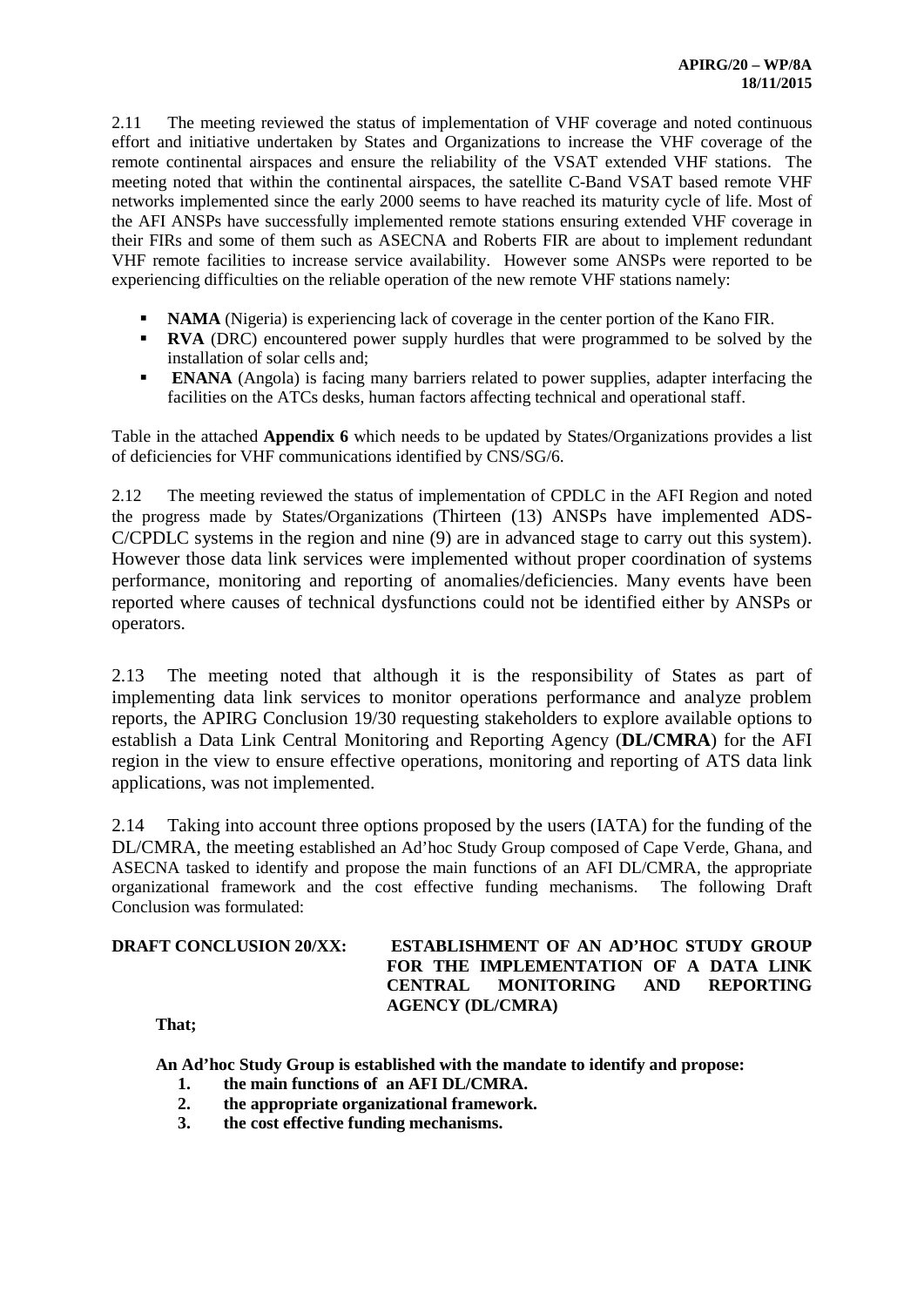2.11 The meeting reviewed the status of implementation of VHF coverage and noted continuous effort and initiative undertaken by States and Organizations to increase the VHF coverage of the remote continental airspaces and ensure the reliability of the VSAT extended VHF stations. The meeting noted that within the continental airspaces, the satellite C-Band VSAT based remote VHF networks implemented since the early 2000 seems to have reached its maturity cycle of life. Most of the AFI ANSPs have successfully implemented remote stations ensuring extended VHF coverage in their FIRs and some of them such as ASECNA and Roberts FIR are about to implement redundant VHF remote facilities to increase service availability. However some ANSPs were reported to be experiencing difficulties on the reliable operation of the new remote VHF stations namely:

- **NAMA** (Nigeria) is experiencing lack of coverage in the center portion of the Kano FIR.
- **RVA** (DRC) encountered power supply hurdles that were programmed to be solved by the installation of solar cells and;
- **ENANA** (Angola) is facing many barriers related to power supplies, adapter interfacing the facilities on the ATCs desks, human factors affecting technical and operational staff.

Table in the attached **Appendix 6** which needs to be updated by States/Organizations provides a list of deficiencies for VHF communications identified by CNS/SG/6.

2.12 The meeting reviewed the status of implementation of CPDLC in the AFI Region and noted the progress made by States/Organizations (Thirteen (13) ANSPs have implemented ADS-C/CPDLC systems in the region and nine (9) are in advanced stage to carry out this system). However those data link services were implemented without proper coordination of systems performance, monitoring and reporting of anomalies/deficiencies. Many events have been reported where causes of technical dysfunctions could not be identified either by ANSPs or operators.

2.13 The meeting noted that although it is the responsibility of States as part of implementing data link services to monitor operations performance and analyze problem reports, the APIRG Conclusion 19/30 requesting stakeholders to explore available options to establish a Data Link Central Monitoring and Reporting Agency (**DL/CMRA**) for the AFI region in the view to ensure effective operations, monitoring and reporting of ATS data link applications, was not implemented.

2.14 Taking into account three options proposed by the users (IATA) for the funding of the DL/CMRA, the meeting established an Ad'hoc Study Group composed of Cape Verde, Ghana, and ASECNA tasked to identify and propose the main functions of an AFI DL/CMRA, the appropriate organizational framework and the cost effective funding mechanisms. The following Draft Conclusion was formulated:

**DRAFT CONCLUSION 20/XX: ESTABLISHMENT OF AN AD'HOC STUDY GROUP FOR THE IMPLEMENTATION OF A DATA LINK CENTRAL MONITORING AND REPORTING AGENCY (DL/CMRA)**

**That;**

**An Ad'hoc Study Group is established with the mandate to identify and propose:**

1. **the main functions of an AFI DL/CMRA.**
2. **the appropriate organizational framework.**
3. **the cost effective funding mechanisms.**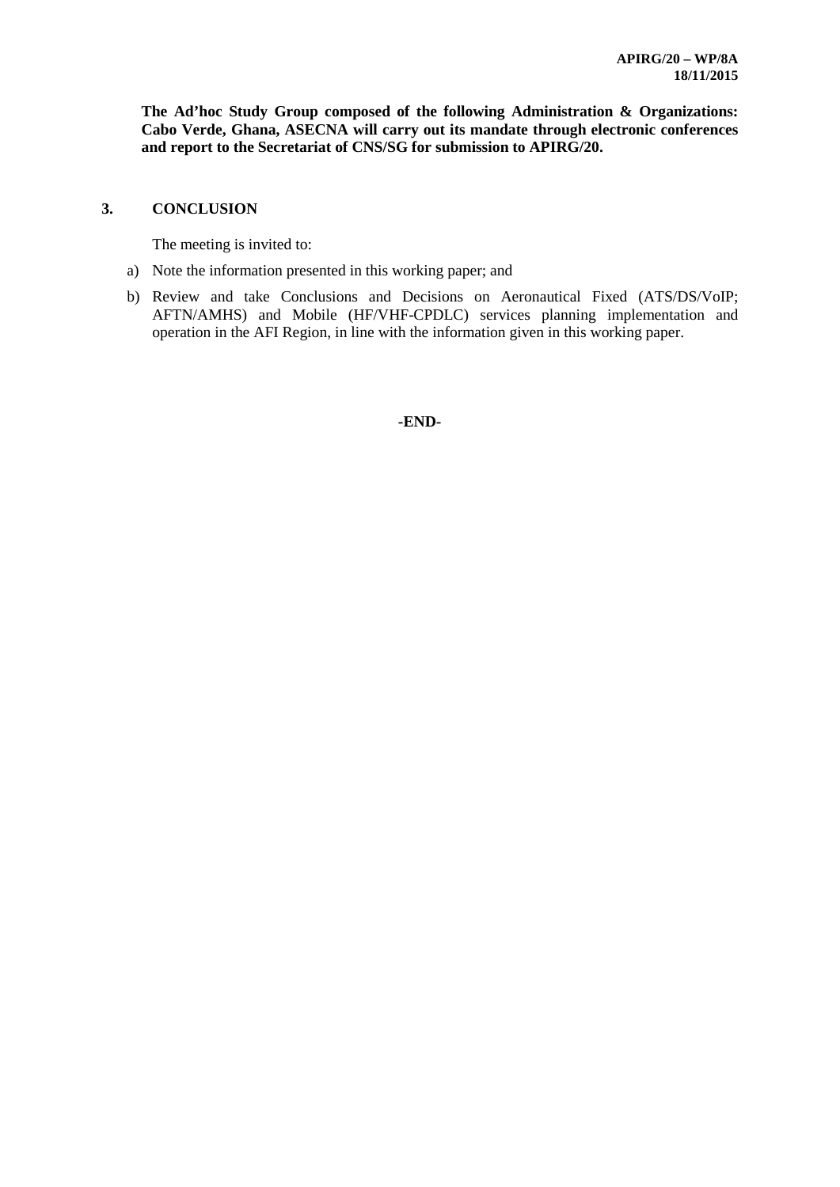**The Ad'hoc Study Group composed of the following Administration & Organizations: Cabo Verde, Ghana, ASECNA will carry out its mandate through electronic conferences and report to the Secretariat of CNS/SG for submission to APIRG/20.**

## 3. CONCLUSION

The meeting is invited to:

a) Note the information presented in this working paper; and

b) Review and take Conclusions and Decisions on Aeronautical Fixed (ATS/DS/VoIP; AFTN/AMHS) and Mobile (HF/VHF-CPDLC) services planning implementation and operation in the AFI Region, in line with the information given in this working paper.

**-END-**